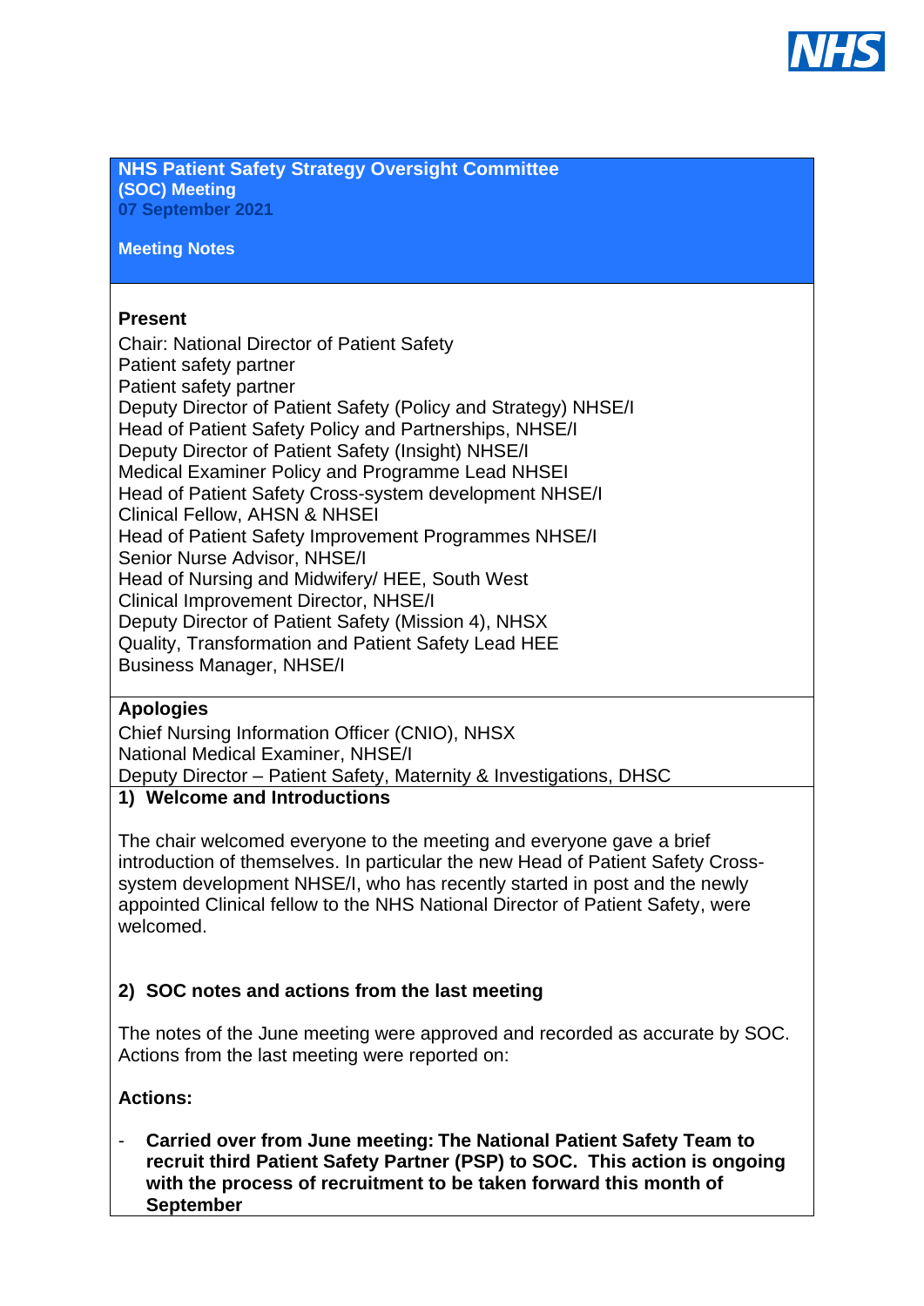# NHS Patient Safety Strategy Oversight Committee (SOC) Meeting

**07 September 2021**

**Meeting Notes**

**Present**

Chair: National Director of Patient Safety
Patient safety partner
Patient safety partner
Deputy Director of Patient Safety (Policy and Strategy) NHSE/I
Head of Patient Safety Policy and Partnerships, NHSE/I
Deputy Director of Patient Safety (Insight) NHSE/I
Medical Examiner Policy and Programme Lead NHSEI
Head of Patient Safety Cross-system development NHSE/I
Clinical Fellow, AHSN & NHSEI
Head of Patient Safety Improvement Programmes NHSE/I
Senior Nurse Advisor, NHSE/I
Head of Nursing and Midwifery/ HEE, South West
Clinical Improvement Director, NHSE/I
Deputy Director of Patient Safety (Mission 4), NHSX
Quality, Transformation and Patient Safety Lead HEE
Business Manager, NHSE/I

**Apologies**

Chief Nursing Information Officer (CNIO), NHSX
National Medical Examiner, NHSE/I
Deputy Director – Patient Safety, Maternity & Investigations, DHSC

## 1) Welcome and Introductions

The chair welcomed everyone to the meeting and everyone gave a brief introduction of themselves. In particular the new Head of Patient Safety Cross-system development NHSE/I, who has recently started in post and the newly appointed Clinical fellow to the NHS National Director of Patient Safety, were welcomed.

## 2) SOC notes and actions from the last meeting

The notes of the June meeting were approved and recorded as accurate by SOC. Actions from the last meeting were reported on:

**Actions:**

- **Carried over from June meeting: The National Patient Safety Team to recruit third Patient Safety Partner (PSP) to SOC. This action is ongoing with the process of recruitment to be taken forward this month of September**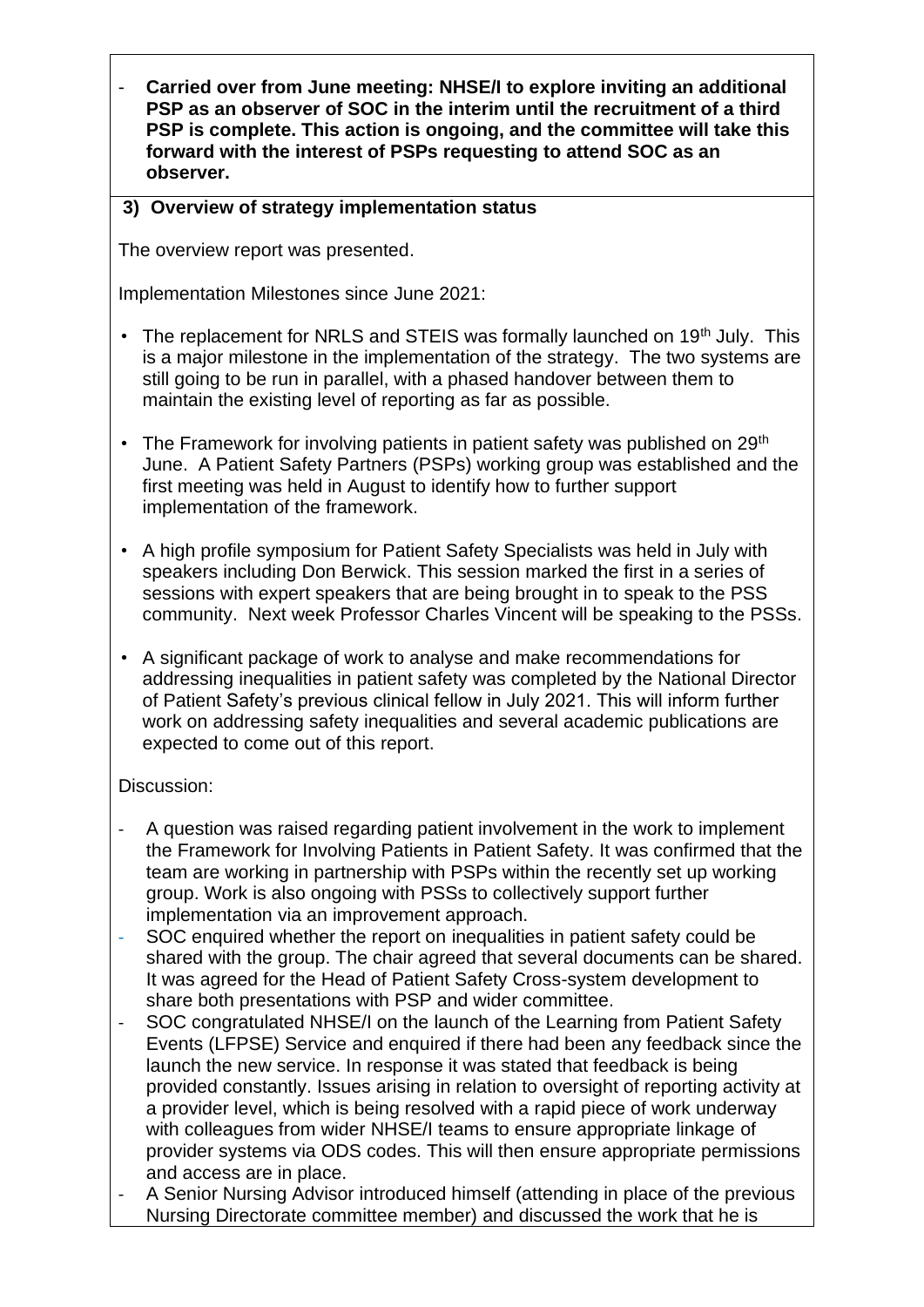- **Carried over from June meeting: NHSE/I to explore inviting an additional PSP as an observer of SOC in the interim until the recruitment of a third PSP is complete. This action is ongoing, and the committee will take this forward with the interest of PSPs requesting to attend SOC as an observer.**

**3) Overview of strategy implementation status**

The overview report was presented.

Implementation Milestones since June 2021:

- The replacement for NRLS and STEIS was formally launched on 19th July. This is a major milestone in the implementation of the strategy. The two systems are still going to be run in parallel, with a phased handover between them to maintain the existing level of reporting as far as possible.
- The Framework for involving patients in patient safety was published on 29th June. A Patient Safety Partners (PSPs) working group was established and the first meeting was held in August to identify how to further support implementation of the framework.
- A high profile symposium for Patient Safety Specialists was held in July with speakers including Don Berwick. This session marked the first in a series of sessions with expert speakers that are being brought in to speak to the PSS community. Next week Professor Charles Vincent will be speaking to the PSSs.
- A significant package of work to analyse and make recommendations for addressing inequalities in patient safety was completed by the National Director of Patient Safety's previous clinical fellow in July 2021. This will inform further work on addressing safety inequalities and several academic publications are expected to come out of this report.

Discussion:

- A question was raised regarding patient involvement in the work to implement the Framework for Involving Patients in Patient Safety. It was confirmed that the team are working in partnership with PSPs within the recently set up working group. Work is also ongoing with PSSs to collectively support further implementation via an improvement approach.
- SOC enquired whether the report on inequalities in patient safety could be shared with the group. The chair agreed that several documents can be shared. It was agreed for the Head of Patient Safety Cross-system development to share both presentations with PSP and wider committee.
- SOC congratulated NHSE/I on the launch of the Learning from Patient Safety Events (LFPSE) Service and enquired if there had been any feedback since the launch the new service. In response it was stated that feedback is being provided constantly. Issues arising in relation to oversight of reporting activity at a provider level, which is being resolved with a rapid piece of work underway with colleagues from wider NHSE/I teams to ensure appropriate linkage of provider systems via ODS codes. This will then ensure appropriate permissions and access are in place.
- A Senior Nursing Advisor introduced himself (attending in place of the previous Nursing Directorate committee member) and discussed the work that he is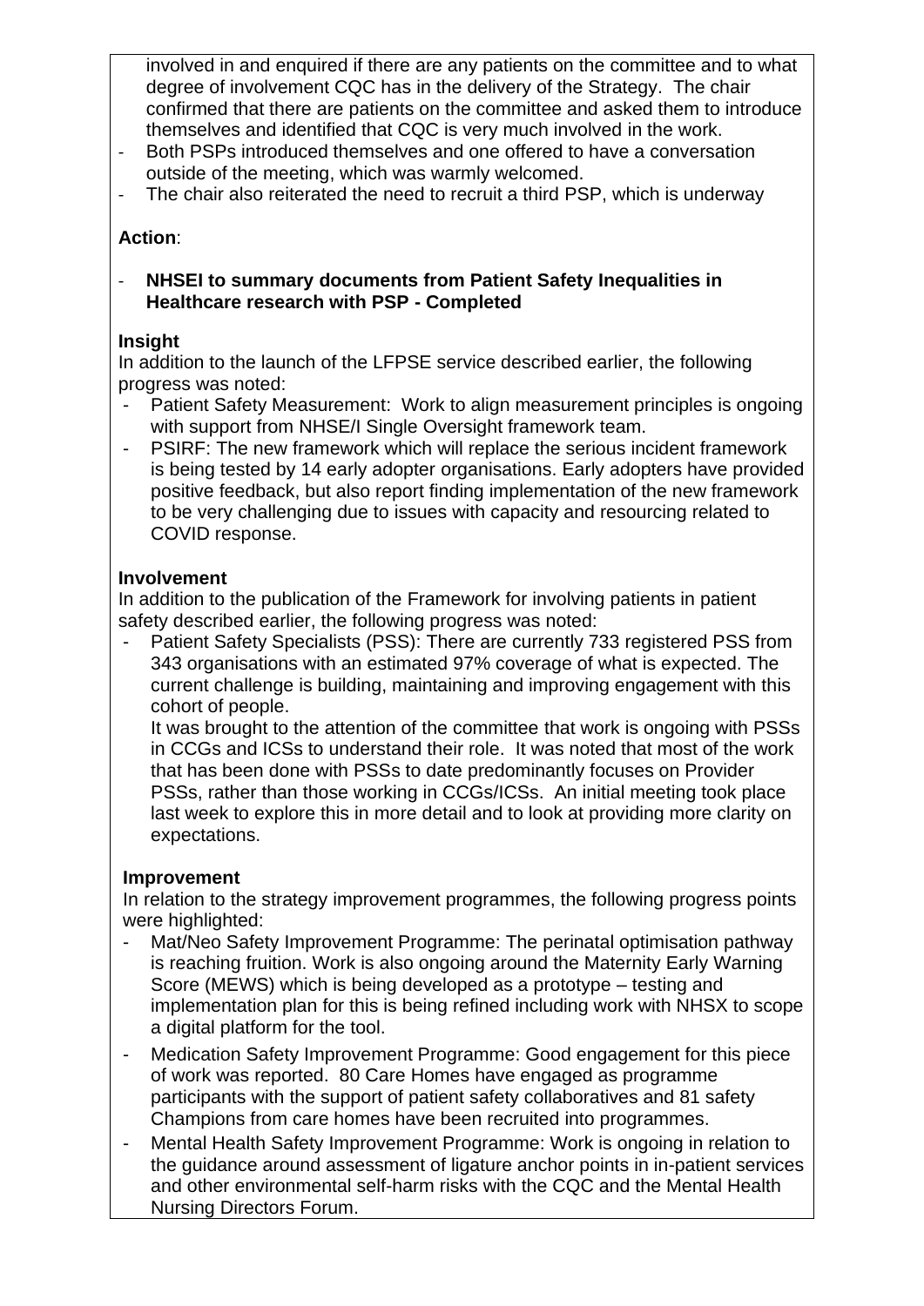involved in and enquired if there are any patients on the committee and to what degree of involvement CQC has in the delivery of the Strategy. The chair confirmed that there are patients on the committee and asked them to introduce themselves and identified that CQC is very much involved in the work.

- Both PSPs introduced themselves and one offered to have a conversation outside of the meeting, which was warmly welcomed.
- The chair also reiterated the need to recruit a third PSP, which is underway

**Action**:

- **NHSEI to summary documents from Patient Safety Inequalities in Healthcare research with PSP - Completed**

**Insight**

In addition to the launch of the LFPSE service described earlier, the following progress was noted:

- Patient Safety Measurement: Work to align measurement principles is ongoing with support from NHSE/I Single Oversight framework team.
- PSIRF: The new framework which will replace the serious incident framework is being tested by 14 early adopter organisations. Early adopters have provided positive feedback, but also report finding implementation of the new framework to be very challenging due to issues with capacity and resourcing related to COVID response.

**Involvement**

In addition to the publication of the Framework for involving patients in patient safety described earlier, the following progress was noted:

- Patient Safety Specialists (PSS): There are currently 733 registered PSS from 343 organisations with an estimated 97% coverage of what is expected. The current challenge is building, maintaining and improving engagement with this cohort of people.

  It was brought to the attention of the committee that work is ongoing with PSSs in CCGs and ICSs to understand their role. It was noted that most of the work that has been done with PSSs to date predominantly focuses on Provider PSSs, rather than those working in CCGs/ICSs. An initial meeting took place last week to explore this in more detail and to look at providing more clarity on expectations.

**Improvement**

In relation to the strategy improvement programmes, the following progress points were highlighted:

- Mat/Neo Safety Improvement Programme: The perinatal optimisation pathway is reaching fruition. Work is also ongoing around the Maternity Early Warning Score (MEWS) which is being developed as a prototype – testing and implementation plan for this is being refined including work with NHSX to scope a digital platform for the tool.
- Medication Safety Improvement Programme: Good engagement for this piece of work was reported. 80 Care Homes have engaged as programme participants with the support of patient safety collaboratives and 81 safety Champions from care homes have been recruited into programmes.
- Mental Health Safety Improvement Programme: Work is ongoing in relation to the guidance around assessment of ligature anchor points in in-patient services and other environmental self-harm risks with the CQC and the Mental Health Nursing Directors Forum.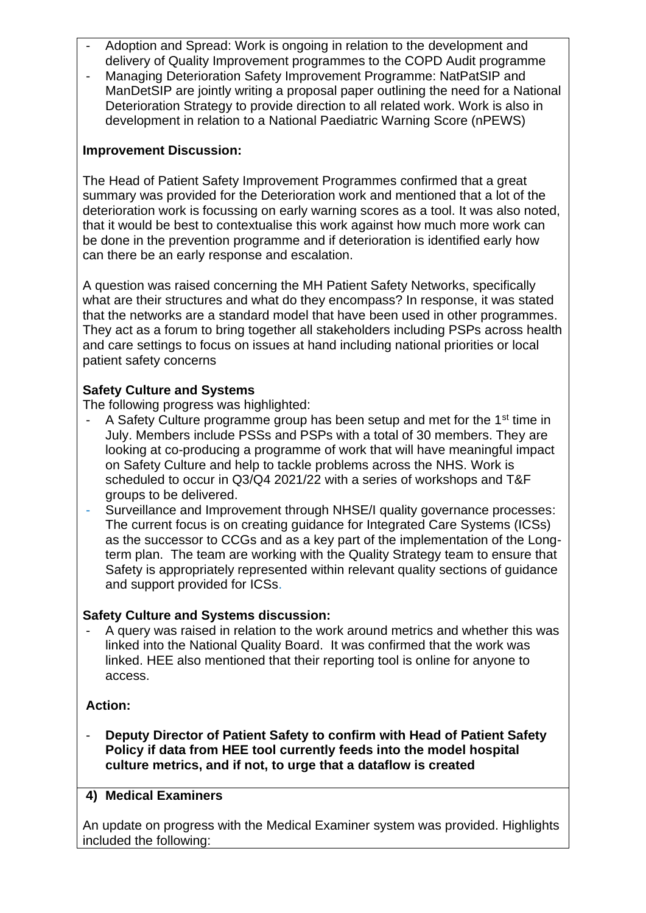- Adoption and Spread: Work is ongoing in relation to the development and delivery of Quality Improvement programmes to the COPD Audit programme
- Managing Deterioration Safety Improvement Programme: NatPatSIP and ManDetSIP are jointly writing a proposal paper outlining the need for a National Deterioration Strategy to provide direction to all related work. Work is also in development in relation to a National Paediatric Warning Score (nPEWS)

**Improvement Discussion:**

The Head of Patient Safety Improvement Programmes confirmed that a great summary was provided for the Deterioration work and mentioned that a lot of the deterioration work is focussing on early warning scores as a tool. It was also noted, that it would be best to contextualise this work against how much more work can be done in the prevention programme and if deterioration is identified early how can there be an early response and escalation.

A question was raised concerning the MH Patient Safety Networks, specifically what are their structures and what do they encompass? In response, it was stated that the networks are a standard model that have been used in other programmes. They act as a forum to bring together all stakeholders including PSPs across health and care settings to focus on issues at hand including national priorities or local patient safety concerns

**Safety Culture and Systems**

The following progress was highlighted:

- A Safety Culture programme group has been setup and met for the 1st time in July. Members include PSSs and PSPs with a total of 30 members. They are looking at co-producing a programme of work that will have meaningful impact on Safety Culture and help to tackle problems across the NHS. Work is scheduled to occur in Q3/Q4 2021/22 with a series of workshops and T&F groups to be delivered.
- Surveillance and Improvement through NHSE/I quality governance processes: The current focus is on creating guidance for Integrated Care Systems (ICSs) as the successor to CCGs and as a key part of the implementation of the Long-term plan. The team are working with the Quality Strategy team to ensure that Safety is appropriately represented within relevant quality sections of guidance and support provided for ICSs.

**Safety Culture and Systems discussion:**

- A query was raised in relation to the work around metrics and whether this was linked into the National Quality Board. It was confirmed that the work was linked. HEE also mentioned that their reporting tool is online for anyone to access.

**Action:**

- **Deputy Director of Patient Safety to confirm with Head of Patient Safety Policy if data from HEE tool currently feeds into the model hospital culture metrics, and if not, to urge that a dataflow is created**

**4) Medical Examiners**

An update on progress with the Medical Examiner system was provided. Highlights included the following: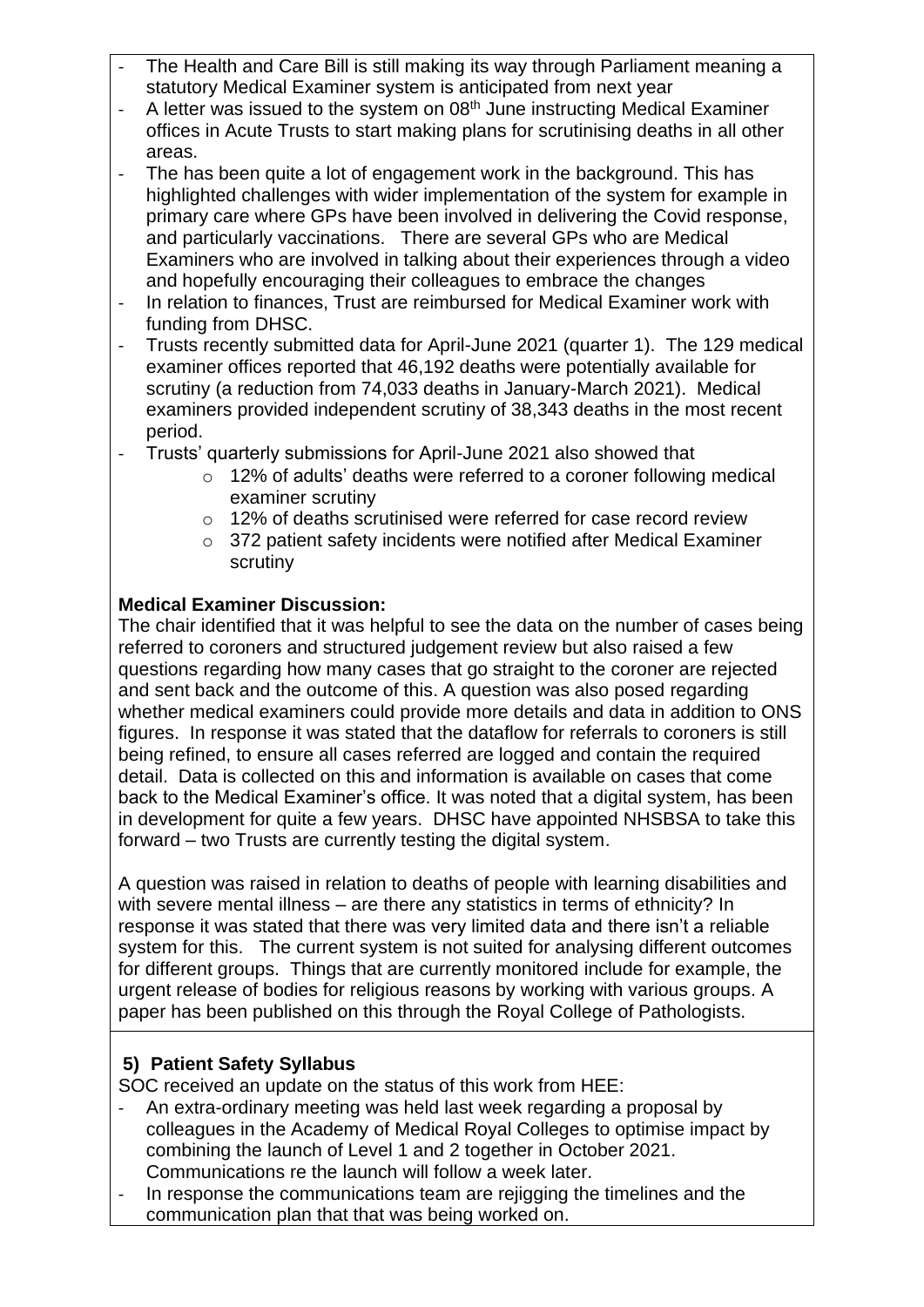- The Health and Care Bill is still making its way through Parliament meaning a statutory Medical Examiner system is anticipated from next year
- A letter was issued to the system on 08th June instructing Medical Examiner offices in Acute Trusts to start making plans for scrutinising deaths in all other areas.
- The has been quite a lot of engagement work in the background. This has highlighted challenges with wider implementation of the system for example in primary care where GPs have been involved in delivering the Covid response, and particularly vaccinations. There are several GPs who are Medical Examiners who are involved in talking about their experiences through a video and hopefully encouraging their colleagues to embrace the changes
- In relation to finances, Trust are reimbursed for Medical Examiner work with funding from DHSC.
- Trusts recently submitted data for April-June 2021 (quarter 1). The 129 medical examiner offices reported that 46,192 deaths were potentially available for scrutiny (a reduction from 74,033 deaths in January-March 2021). Medical examiners provided independent scrutiny of 38,343 deaths in the most recent period.
- Trusts' quarterly submissions for April-June 2021 also showed that
  - 12% of adults' deaths were referred to a coroner following medical examiner scrutiny
  - 12% of deaths scrutinised were referred for case record review
  - 372 patient safety incidents were notified after Medical Examiner scrutiny

**Medical Examiner Discussion:**

The chair identified that it was helpful to see the data on the number of cases being referred to coroners and structured judgement review but also raised a few questions regarding how many cases that go straight to the coroner are rejected and sent back and the outcome of this. A question was also posed regarding whether medical examiners could provide more details and data in addition to ONS figures. In response it was stated that the dataflow for referrals to coroners is still being refined, to ensure all cases referred are logged and contain the required detail. Data is collected on this and information is available on cases that come back to the Medical Examiner's office. It was noted that a digital system, has been in development for quite a few years. DHSC have appointed NHSBSA to take this forward – two Trusts are currently testing the digital system.

A question was raised in relation to deaths of people with learning disabilities and with severe mental illness – are there any statistics in terms of ethnicity? In response it was stated that there was very limited data and there isn't a reliable system for this. The current system is not suited for analysing different outcomes for different groups. Things that are currently monitored include for example, the urgent release of bodies for religious reasons by working with various groups. A paper has been published on this through the Royal College of Pathologists.

**5) Patient Safety Syllabus**

SOC received an update on the status of this work from HEE:

- An extra-ordinary meeting was held last week regarding a proposal by colleagues in the Academy of Medical Royal Colleges to optimise impact by combining the launch of Level 1 and 2 together in October 2021. Communications re the launch will follow a week later.
- In response the communications team are rejigging the timelines and the communication plan that that was being worked on.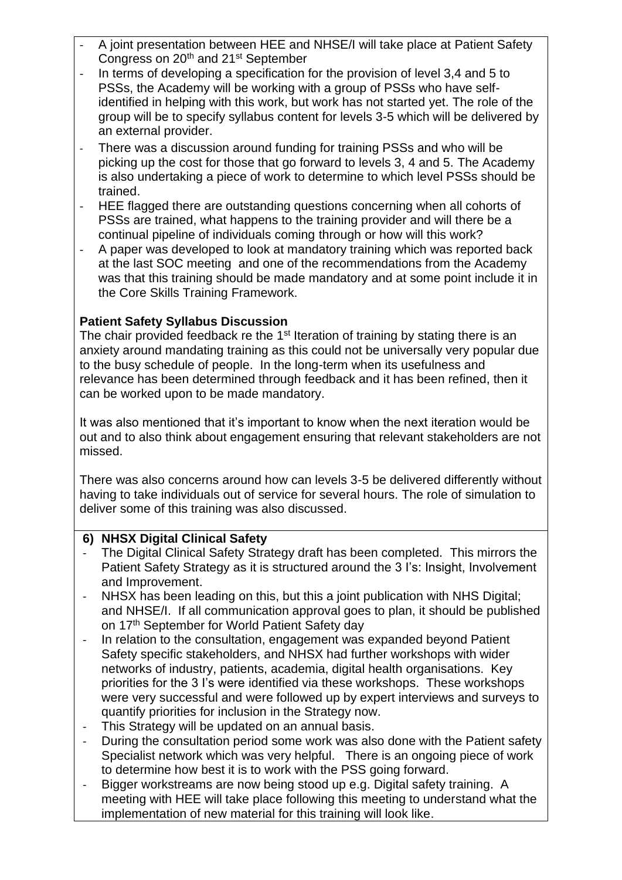- A joint presentation between HEE and NHSE/I will take place at Patient Safety Congress on 20th and 21st September
- In terms of developing a specification for the provision of level 3,4 and 5 to PSSs, the Academy will be working with a group of PSSs who have self-identified in helping with this work, but work has not started yet. The role of the group will be to specify syllabus content for levels 3-5 which will be delivered by an external provider.
- There was a discussion around funding for training PSSs and who will be picking up the cost for those that go forward to levels 3, 4 and 5. The Academy is also undertaking a piece of work to determine to which level PSSs should be trained.
- HEE flagged there are outstanding questions concerning when all cohorts of PSSs are trained, what happens to the training provider and will there be a continual pipeline of individuals coming through or how will this work?
- A paper was developed to look at mandatory training which was reported back at the last SOC meeting and one of the recommendations from the Academy was that this training should be made mandatory and at some point include it in the Core Skills Training Framework.

**Patient Safety Syllabus Discussion**

The chair provided feedback re the 1st Iteration of training by stating there is an anxiety around mandating training as this could not be universally very popular due to the busy schedule of people. In the long-term when its usefulness and relevance has been determined through feedback and it has been refined, then it can be worked upon to be made mandatory.

It was also mentioned that it's important to know when the next iteration would be out and to also think about engagement ensuring that relevant stakeholders are not missed.

There was also concerns around how can levels 3-5 be delivered differently without having to take individuals out of service for several hours. The role of simulation to deliver some of this training was also discussed.

**6) NHSX Digital Clinical Safety**

- The Digital Clinical Safety Strategy draft has been completed. This mirrors the Patient Safety Strategy as it is structured around the 3 I's: Insight, Involvement and Improvement.
- NHSX has been leading on this, but this a joint publication with NHS Digital; and NHSE/I. If all communication approval goes to plan, it should be published on 17th September for World Patient Safety day
- In relation to the consultation, engagement was expanded beyond Patient Safety specific stakeholders, and NHSX had further workshops with wider networks of industry, patients, academia, digital health organisations. Key priorities for the 3 I's were identified via these workshops. These workshops were very successful and were followed up by expert interviews and surveys to quantify priorities for inclusion in the Strategy now.
- This Strategy will be updated on an annual basis.
- During the consultation period some work was also done with the Patient safety Specialist network which was very helpful. There is an ongoing piece of work to determine how best it is to work with the PSS going forward.
- Bigger workstreams are now being stood up e.g. Digital safety training. A meeting with HEE will take place following this meeting to understand what the implementation of new material for this training will look like.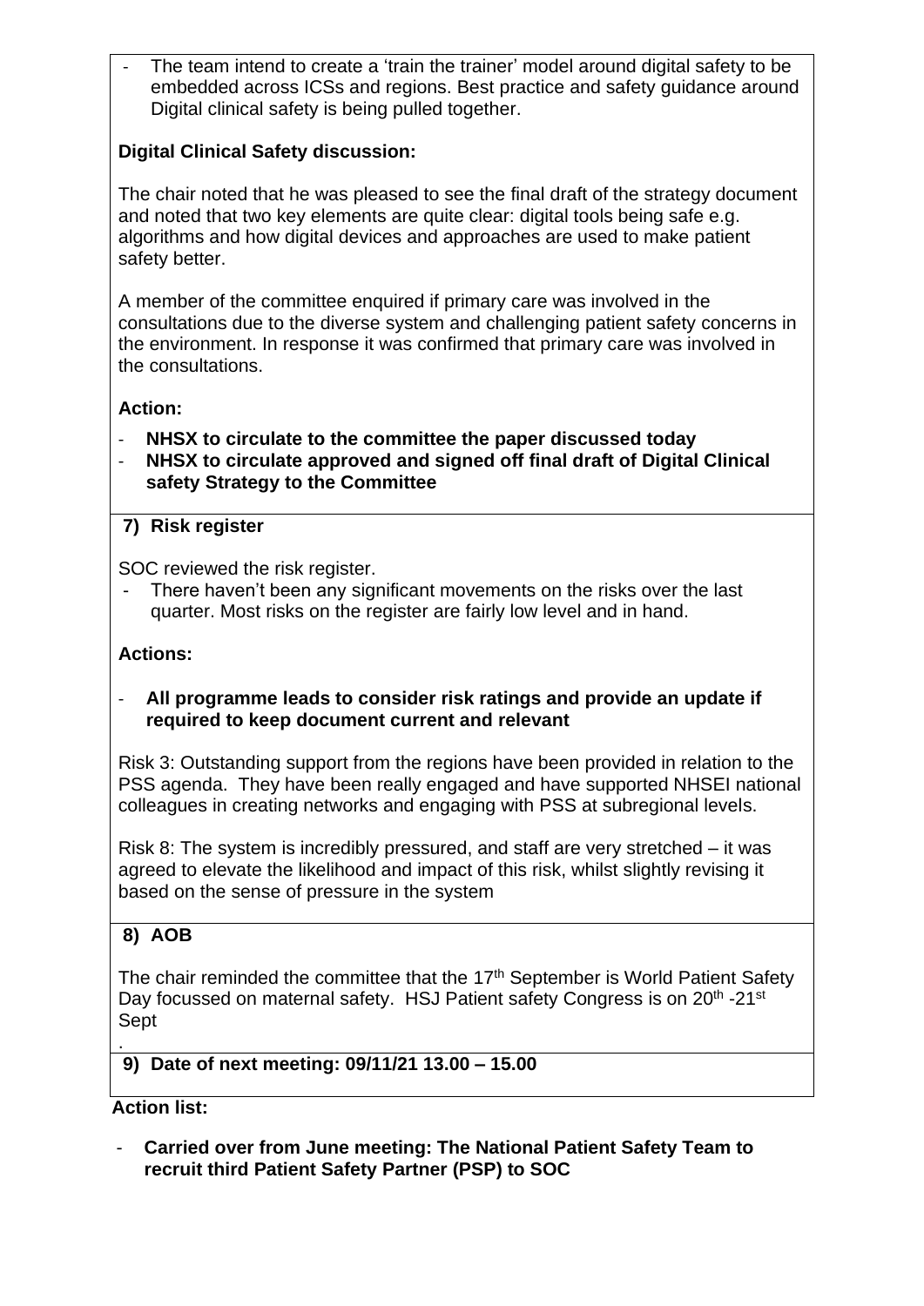- The team intend to create a 'train the trainer' model around digital safety to be embedded across ICSs and regions. Best practice and safety guidance around Digital clinical safety is being pulled together.

**Digital Clinical Safety discussion:**

The chair noted that he was pleased to see the final draft of the strategy document and noted that two key elements are quite clear: digital tools being safe e.g. algorithms and how digital devices and approaches are used to make patient safety better.

A member of the committee enquired if primary care was involved in the consultations due to the diverse system and challenging patient safety concerns in the environment. In response it was confirmed that primary care was involved in the consultations.

**Action:**

- **NHSX to circulate to the committee the paper discussed today**
- **NHSX to circulate approved and signed off final draft of Digital Clinical safety Strategy to the Committee**

**7) Risk register**

SOC reviewed the risk register.

- There haven't been any significant movements on the risks over the last quarter. Most risks on the register are fairly low level and in hand.

**Actions:**

- **All programme leads to consider risk ratings and provide an update if required to keep document current and relevant**

Risk 3: Outstanding support from the regions have been provided in relation to the PSS agenda. They have been really engaged and have supported NHSEI national colleagues in creating networks and engaging with PSS at subregional levels.

Risk 8: The system is incredibly pressured, and staff are very stretched – it was agreed to elevate the likelihood and impact of this risk, whilst slightly revising it based on the sense of pressure in the system

**8) AOB**

The chair reminded the committee that the 17th September is World Patient Safety Day focussed on maternal safety. HSJ Patient safety Congress is on 20th -21st Sept

.

**9) Date of next meeting: 09/11/21 13.00 – 15.00**

**Action list:**

- **Carried over from June meeting: The National Patient Safety Team to recruit third Patient Safety Partner (PSP) to SOC**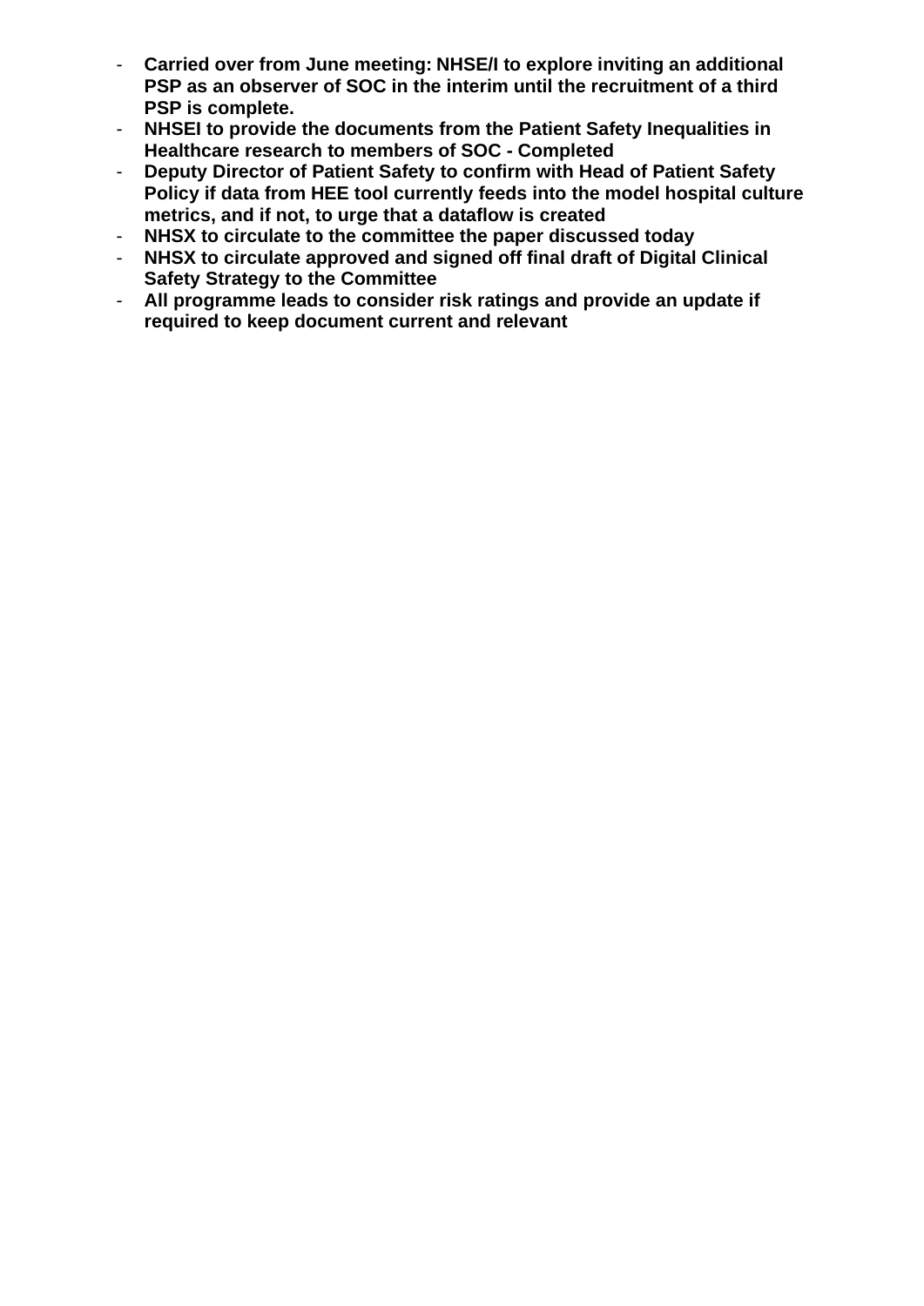- **Carried over from June meeting: NHSE/I to explore inviting an additional PSP as an observer of SOC in the interim until the recruitment of a third PSP is complete.**
- **NHSEI to provide the documents from the Patient Safety Inequalities in Healthcare research to members of SOC - Completed**
- **Deputy Director of Patient Safety to confirm with Head of Patient Safety Policy if data from HEE tool currently feeds into the model hospital culture metrics, and if not, to urge that a dataflow is created**
- **NHSX to circulate to the committee the paper discussed today**
- **NHSX to circulate approved and signed off final draft of Digital Clinical Safety Strategy to the Committee**
- **All programme leads to consider risk ratings and provide an update if required to keep document current and relevant**